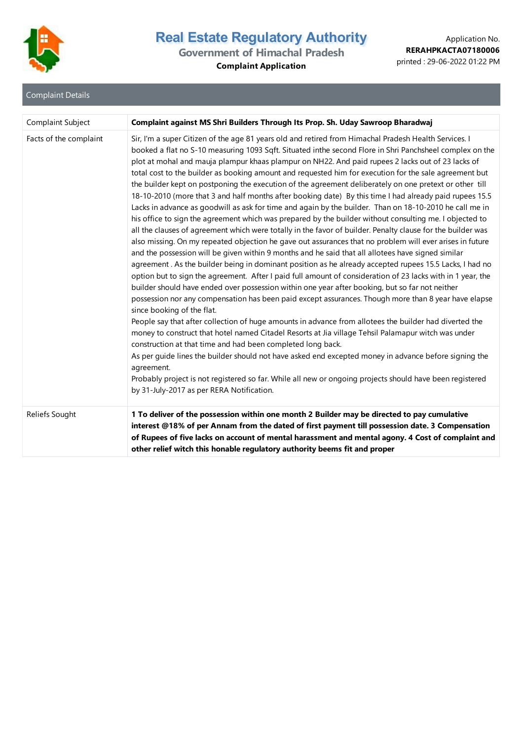# Real Estate Regulatory Authority

## Government of Himachal Pradesh

**Complaint Application**

Application No.
**RERAHPKACTA07180006**
printed : 29-06-2022 01:22 PM

## Complaint Details

| Complaint Subject | **Complaint against MS Shri Builders Through Its Prop. Sh. Uday Sawroop Bharadwaj** |
|---|---|
| Facts of the complaint | Sir, I'm a super Citizen of the age 81 years old and retired from Himachal Pradesh Health Services. I booked a flat no S-10 measuring 1093 Sqft. Situated inthe second Flore in Shri Panchsheel complex on the plot at mohal and mauja plampur khaas plampur on NH22. And paid rupees 2 lacks out of 23 lacks of total cost to the builder as booking amount and requested him for execution for the sale agreement but the builder kept on postponing the execution of the agreement deliberately on one pretext or other till 18-10-2010 (more that 3 and half months after booking date) By this time I had already paid rupees 15.5 Lacks in advance as goodwill as ask for time and again by the builder. Than on 18-10-2010 he call me in his office to sign the agreement which was prepared by the builder without consulting me. I objected to all the clauses of agreement which were totally in the favor of builder. Penalty clause for the builder was also missing. On my repeated objection he gave out assurances that no problem will ever arises in future and the possession will be given within 9 months and he said that all allotees have signed similar agreement . As the builder being in dominant position as he already accepted rupees 15.5 Lacks, I had no option but to sign the agreement. After I paid full amount of consideration of 23 lacks with in 1 year, the builder should have ended over possession within one year after booking, but so far not neither possession nor any compensation has been paid except assurances. Though more than 8 year have elapse since booking of the flat.<br>People say that after collection of huge amounts in advance from allotees the builder had diverted the money to construct that hotel named Citadel Resorts at Jia village Tehsil Palamapur witch was under construction at that time and had been completed long back.<br>As per guide lines the builder should not have asked end excepted money in advance before signing the agreement.<br>Probably project is not registered so far. While all new or ongoing projects should have been registered by 31-July-2017 as per RERA Notification. |
| Reliefs Sought | **1 To deliver of the possession within one month 2 Builder may be directed to pay cumulative interest @18% of per Annam from the dated of first payment till possession date. 3 Compensation of Rupees of five lacks on account of mental harassment and mental agony. 4 Cost of complaint and other relief witch this honable regulatory authority beems fit and proper** |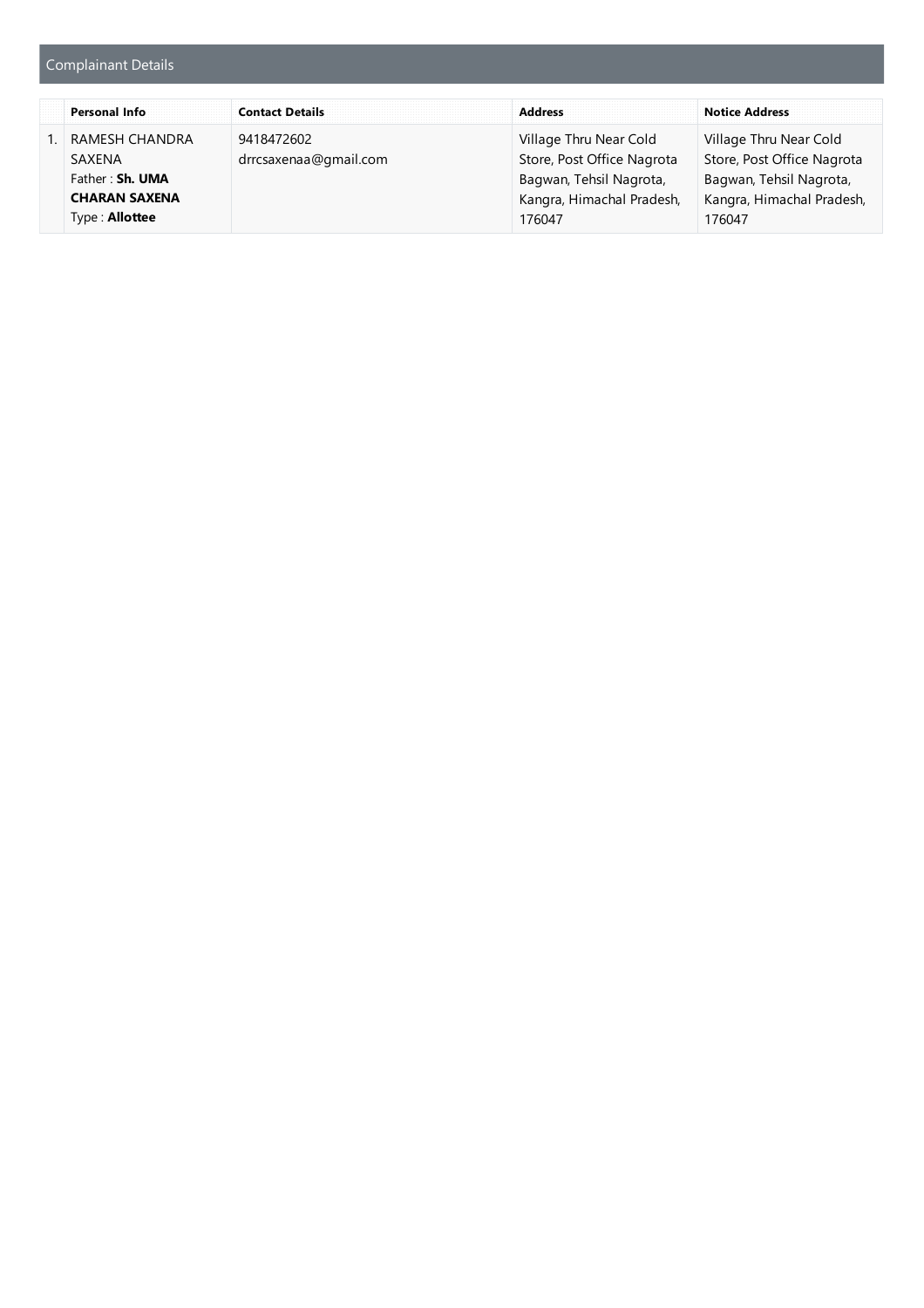## Complainant Details

| | Personal Info | Contact Details | Address | Notice Address |
|---|---|---|---|---|
| 1. | RAMESH CHANDRA SAXENA<br>Father : **Sh. UMA CHARAN SAXENA**<br>Type : **Allottee** | 9418472602<br>drrcsaxenaa@gmail.com | Village Thru Near Cold Store, Post Office Nagrota Bagwan, Tehsil Nagrota, Kangra, Himachal Pradesh, 176047 | Village Thru Near Cold Store, Post Office Nagrota Bagwan, Tehsil Nagrota, Kangra, Himachal Pradesh, 176047 |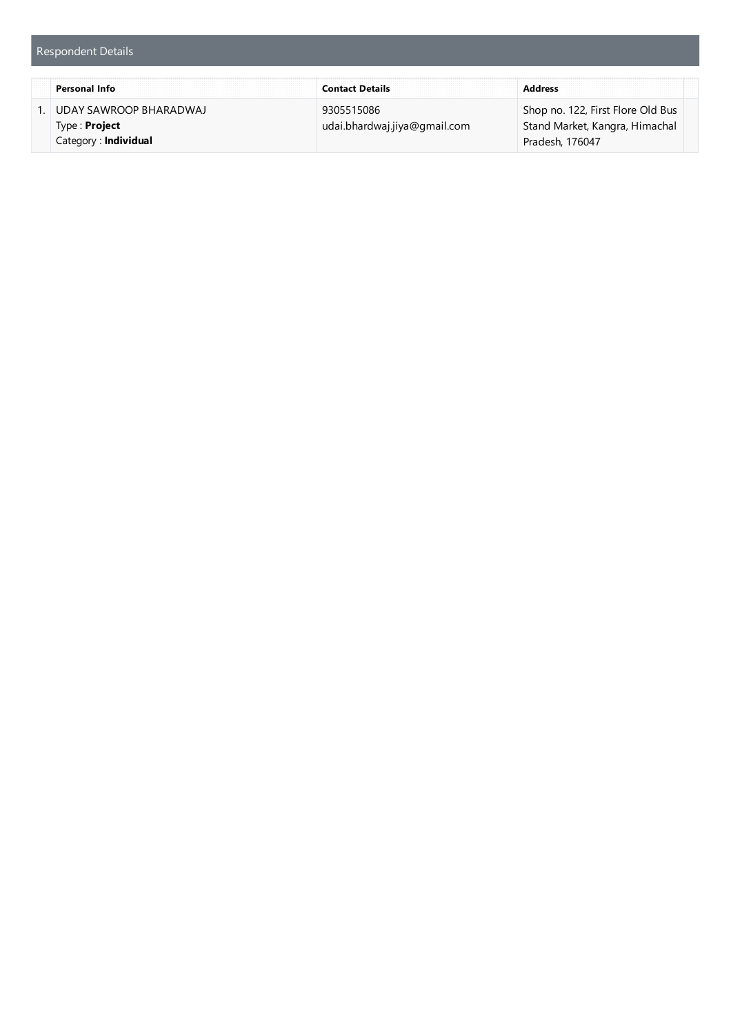## Respondent Details

|  | Personal Info | Contact Details | Address |  |
|---|---|---|---|---|
| 1. | UDAY SAWROOP BHARADWAJ<br>Type : **Project**<br>Category : **Individual** | 9305515086<br>udai.bhardwaj.jiya@gmail.com | Shop no. 122, First Flore Old Bus Stand Market, Kangra, Himachal Pradesh, 176047 |  |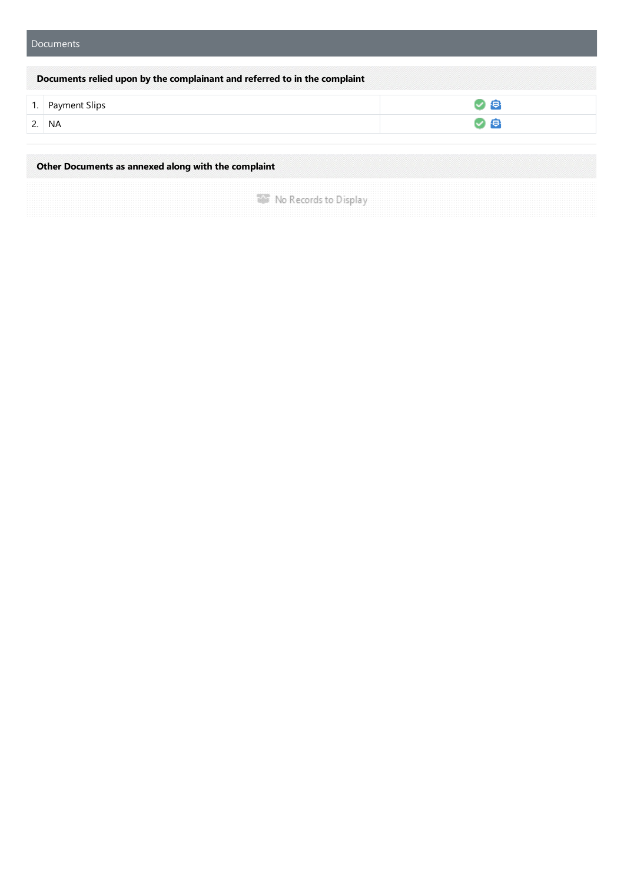## Documents

### Documents relied upon by the complainant and referred to in the complaint

| | | |
|---|---|---|
| 1. | Payment Slips | |
| 2. | NA | |

### Other Documents as annexed along with the complaint

No Records to Display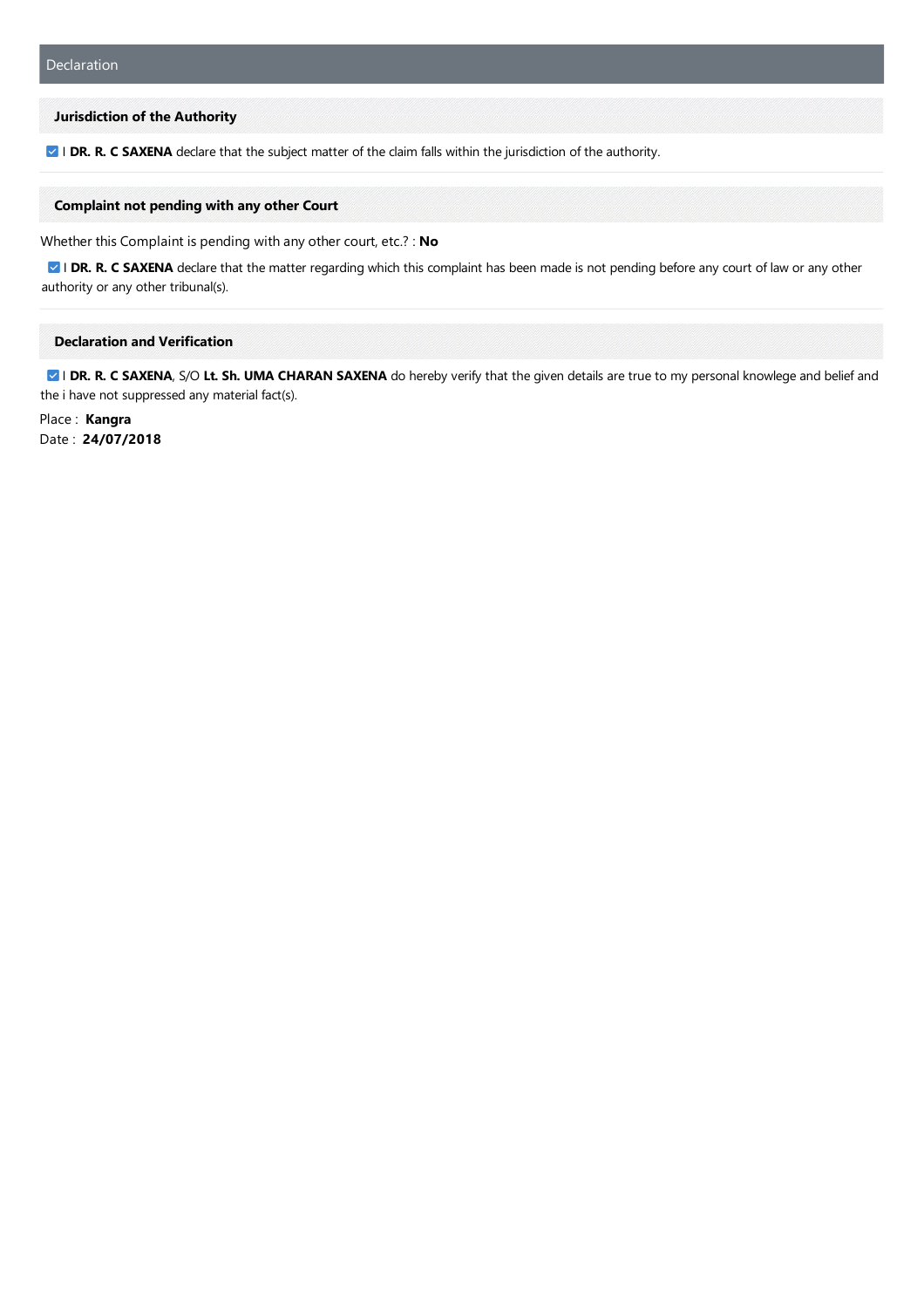## Declaration

### Jurisdiction of the Authority

☑ I **DR. R. C SAXENA** declare that the subject matter of the claim falls within the jurisdiction of the authority.

### Complaint not pending with any other Court

Whether this Complaint is pending with any other court, etc.? : **No**

☑ I **DR. R. C SAXENA** declare that the matter regarding which this complaint has been made is not pending before any court of law or any other authority or any other tribunal(s).

### Declaration and Verification

☑ I **DR. R. C SAXENA**, S/O **Lt. Sh. UMA CHARAN SAXENA** do hereby verify that the given details are true to my personal knowlege and belief and the i have not suppressed any material fact(s).

Place : **Kangra**
Date : **24/07/2018**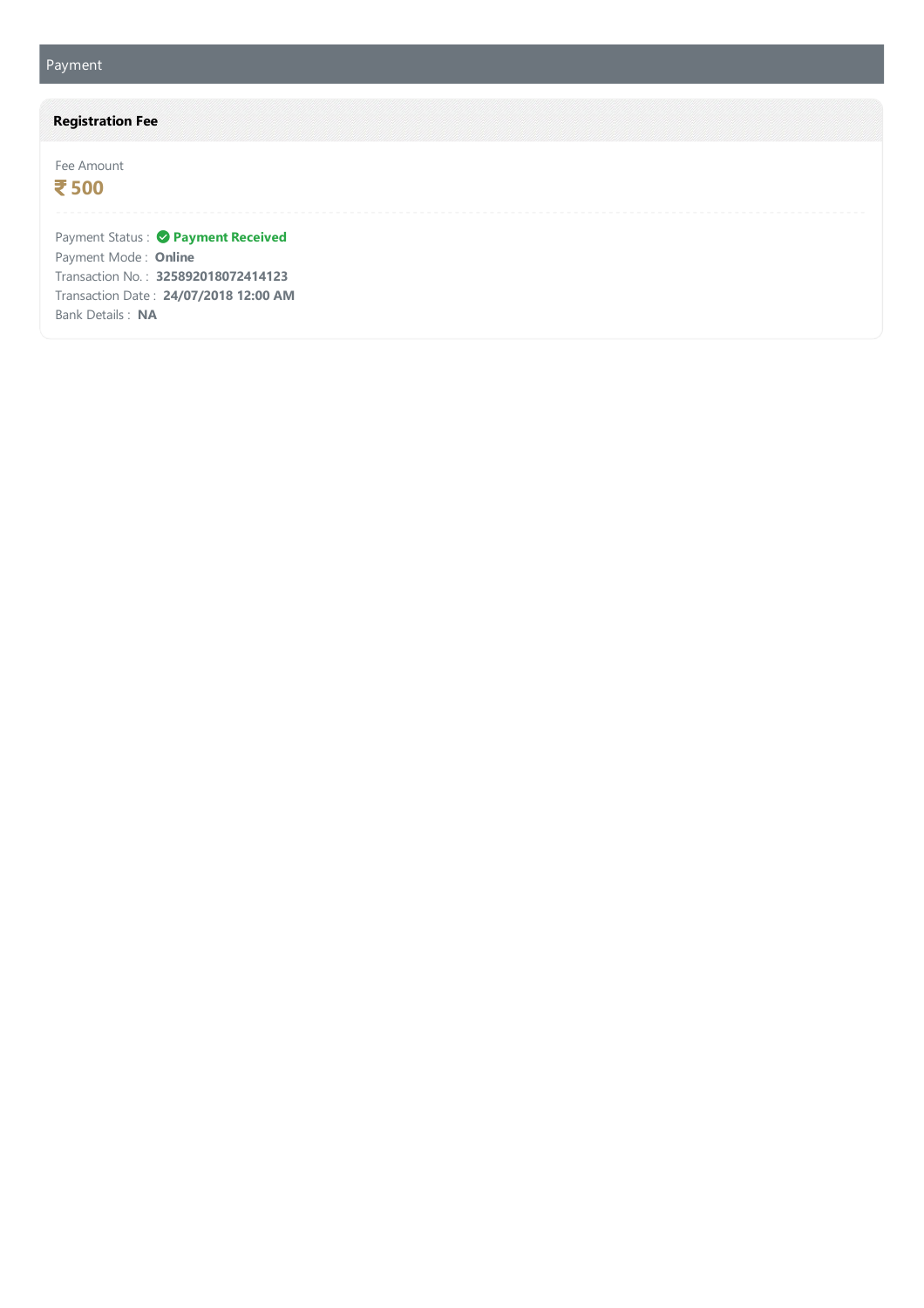## Payment

### Registration Fee

Fee Amount

**₹ 500**

Payment Status : **Payment Received**

Payment Mode : **Online**

Transaction No. : **325892018072414123**

Transaction Date : **24/07/2018 12:00 AM**

Bank Details : **NA**